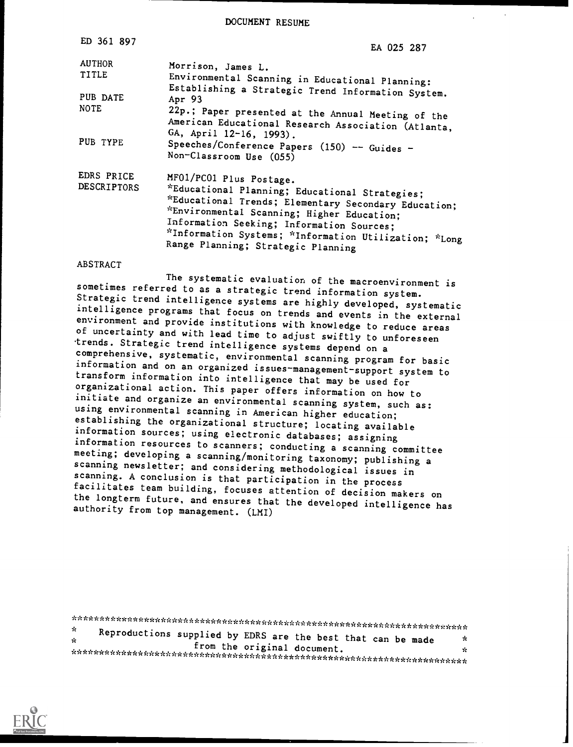DOCUMENT RESUME

| | |
|---|---|
| ED 361 897 | EA 025 287 |
| AUTHOR | Morrison, James L. |
| TITLE | Environmental Scanning in Educational Planning: Establishing a Strategic Trend Information System. |
| PUB DATE | Apr 93 |
| NOTE | 22p.; Paper presented at the Annual Meeting of the American Educational Research Association (Atlanta, GA, April 12-16, 1993). |
| PUB TYPE | Speeches/Conference Papers (150) -- Guides - Non-Classroom Use (055) |
| EDRS PRICE | MF01/PC01 Plus Postage. |
| DESCRIPTORS | *Educational Planning; Educational Strategies; *Educational Trends; Elementary Secondary Education; *Environmental Scanning; Higher Education; Information Seeking; Information Sources; *Information Systems; *Information Utilization; *Long Range Planning; Strategic Planning |

ABSTRACT

The systematic evaluation of the macroenvironment is sometimes referred to as a strategic trend information system. Strategic trend intelligence systems are highly developed, systematic intelligence programs that focus on trends and events in the external environment and provide institutions with knowledge to reduce areas of uncertainty and with lead time to adjust swiftly to unforeseen trends. Strategic trend intelligence systems depend on a comprehensive, systematic, environmental scanning program for basic information and on an organized issues-management-support system to transform information into intelligence that may be used for organizational action. This paper offers information on how to initiate and organize an environmental scanning system, such as: using environmental scanning in American higher education; establishing the organizational structure; locating available information sources; using electronic databases; assigning information resources to scanners; conducting a scanning committee meeting; developing a scanning/monitoring taxonomy; publishing a scanning newsletter; and considering methodological issues in scanning. A conclusion is that participation in the process facilitates team building, focuses attention of decision makers on the longterm future, and ensures that the developed intelligence has authority from top management. (LMI)

***********************************************************************
* Reproductions supplied by EDRS are the best that can be made *
* from the original document. *
***********************************************************************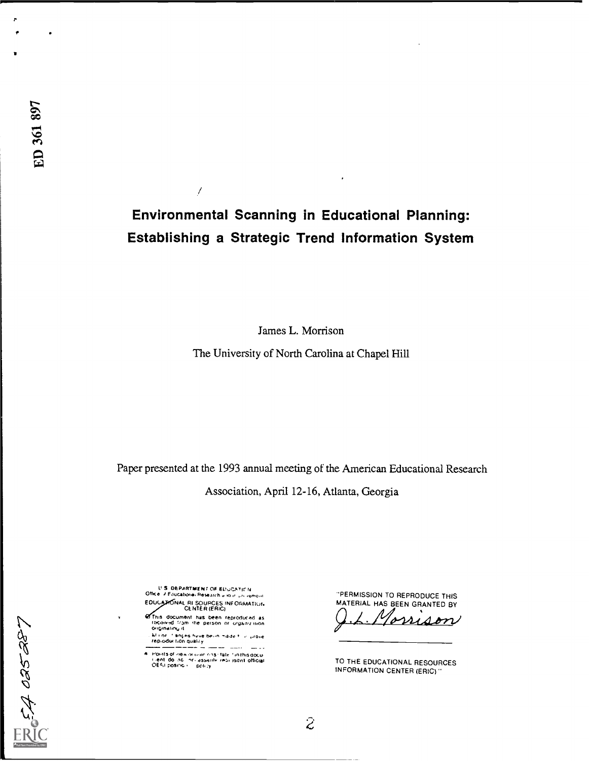ED 361 897

# Environmental Scanning in Educational Planning: Establishing a Strategic Trend Information System

James L. Morrison

The University of North Carolina at Chapel Hill

Paper presented at the 1993 annual meeting of the American Educational Research Association, April 12-16, Atlanta, Georgia

U.S. DEPARTMENT OF EDUCATION
Office of Educational Research and Improvement
EDUCATIONAL RESOURCES INFORMATION CENTER (ERIC)

This document has been reproduced as received from the person or organization originating it.

Minor changes have been made to improve reproduction quality.

Points of view or opinions stated in this document do not necessarily represent official OERI position or policy.

"PERMISSION TO REPRODUCE THIS MATERIAL HAS BEEN GRANTED BY

J.L. Morrison

TO THE EDUCATIONAL RESOURCES INFORMATION CENTER (ERIC)."

EA 025 287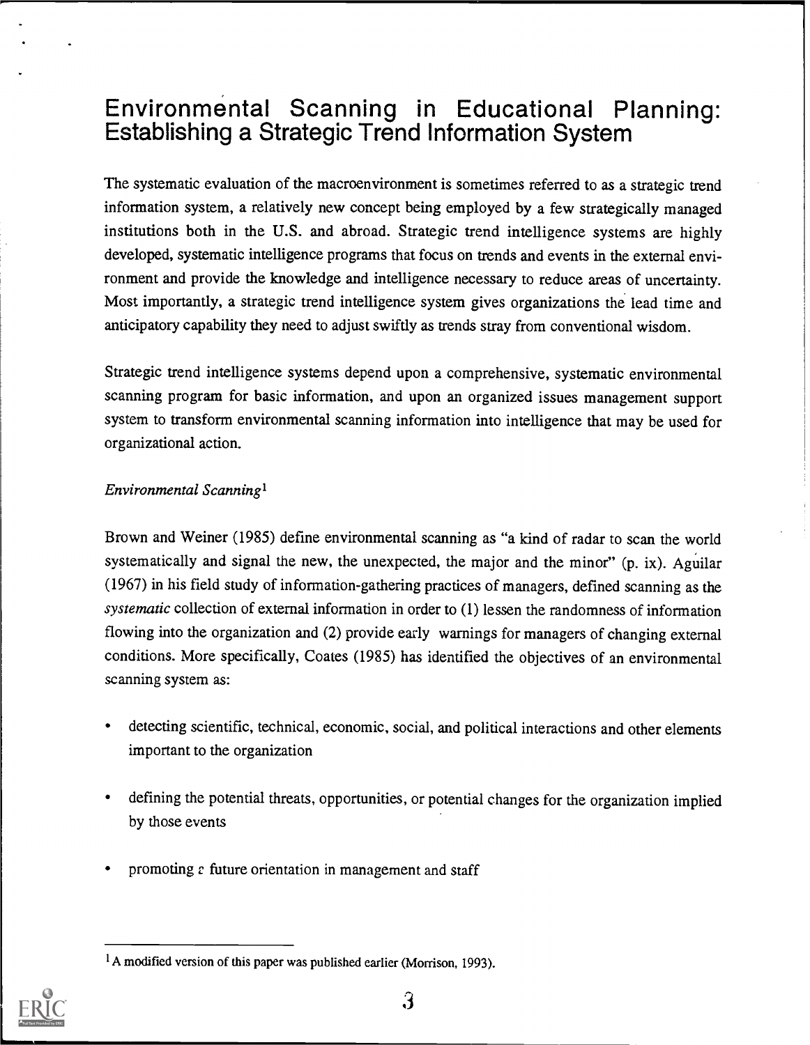# Environmental Scanning in Educational Planning: Establishing a Strategic Trend Information System

The systematic evaluation of the macroenvironment is sometimes referred to as a strategic trend information system, a relatively new concept being employed by a few strategically managed institutions both in the U.S. and abroad. Strategic trend intelligence systems are highly developed, systematic intelligence programs that focus on trends and events in the external environment and provide the knowledge and intelligence necessary to reduce areas of uncertainty. Most importantly, a strategic trend intelligence system gives organizations the lead time and anticipatory capability they need to adjust swiftly as trends stray from conventional wisdom.

Strategic trend intelligence systems depend upon a comprehensive, systematic environmental scanning program for basic information, and upon an organized issues management support system to transform environmental scanning information into intelligence that may be used for organizational action.

*Environmental Scanning*[1]

Brown and Weiner (1985) define environmental scanning as "a kind of radar to scan the world systematically and signal the new, the unexpected, the major and the minor" (p. ix). Aguilar (1967) in his field study of information-gathering practices of managers, defined scanning as the *systematic* collection of external information in order to (1) lessen the randomness of information flowing into the organization and (2) provide early warnings for managers of changing external conditions. More specifically, Coates (1985) has identified the objectives of an environmental scanning system as:

- detecting scientific, technical, economic, social, and political interactions and other elements important to the organization
- defining the potential threats, opportunities, or potential changes for the organization implied by those events
- promoting a future orientation in management and staff

[1] A modified version of this paper was published earlier (Morrison, 1993).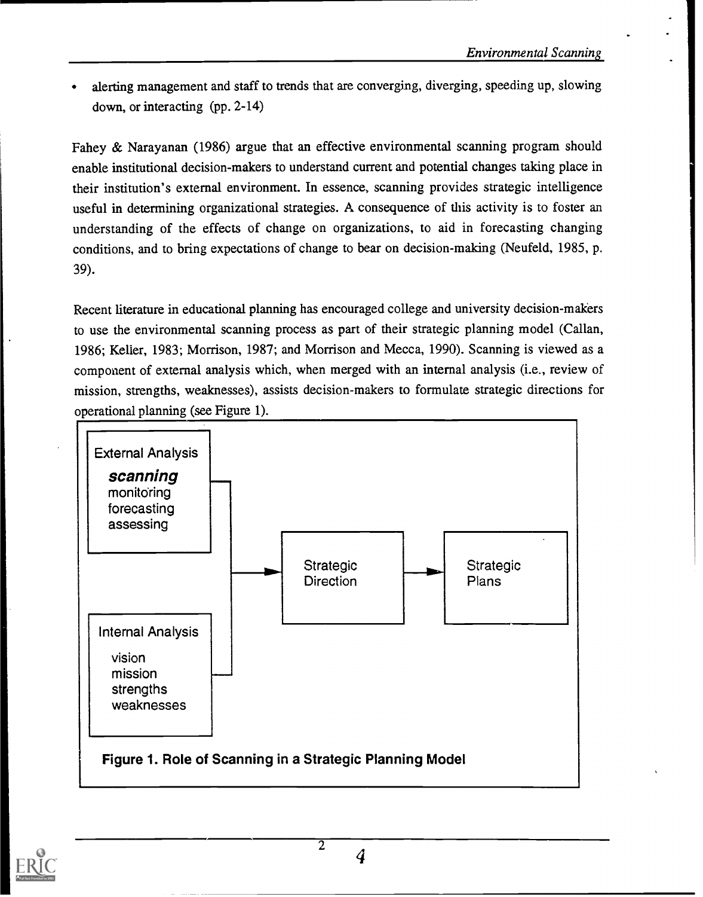- alerting management and staff to trends that are converging, diverging, speeding up, slowing down, or interacting (pp. 2-14)

Fahey & Narayanan (1986) argue that an effective environmental scanning program should enable institutional decision-makers to understand current and potential changes taking place in their institution's external environment. In essence, scanning provides strategic intelligence useful in determining organizational strategies. A consequence of this activity is to foster an understanding of the effects of change on organizations, to aid in forecasting changing conditions, and to bring expectations of change to bear on decision-making (Neufeld, 1985, p. 39).

Recent literature in educational planning has encouraged college and university decision-makers to use the environmental scanning process as part of their strategic planning model (Callan, 1986; Keller, 1983; Morrison, 1987; and Morrison and Mecca, 1990). Scanning is viewed as a component of external analysis which, when merged with an internal analysis (i.e., review of mission, strengths, weaknesses), assists decision-makers to formulate strategic directions for operational planning (see Figure 1).

External Analysis
***scanning***
monitoring
forecasting
assessing

Internal Analysis
vision
mission
strengths
weaknesses

Strategic Direction → Strategic Plans

**Figure 1. Role of Scanning in a Strategic Planning Model**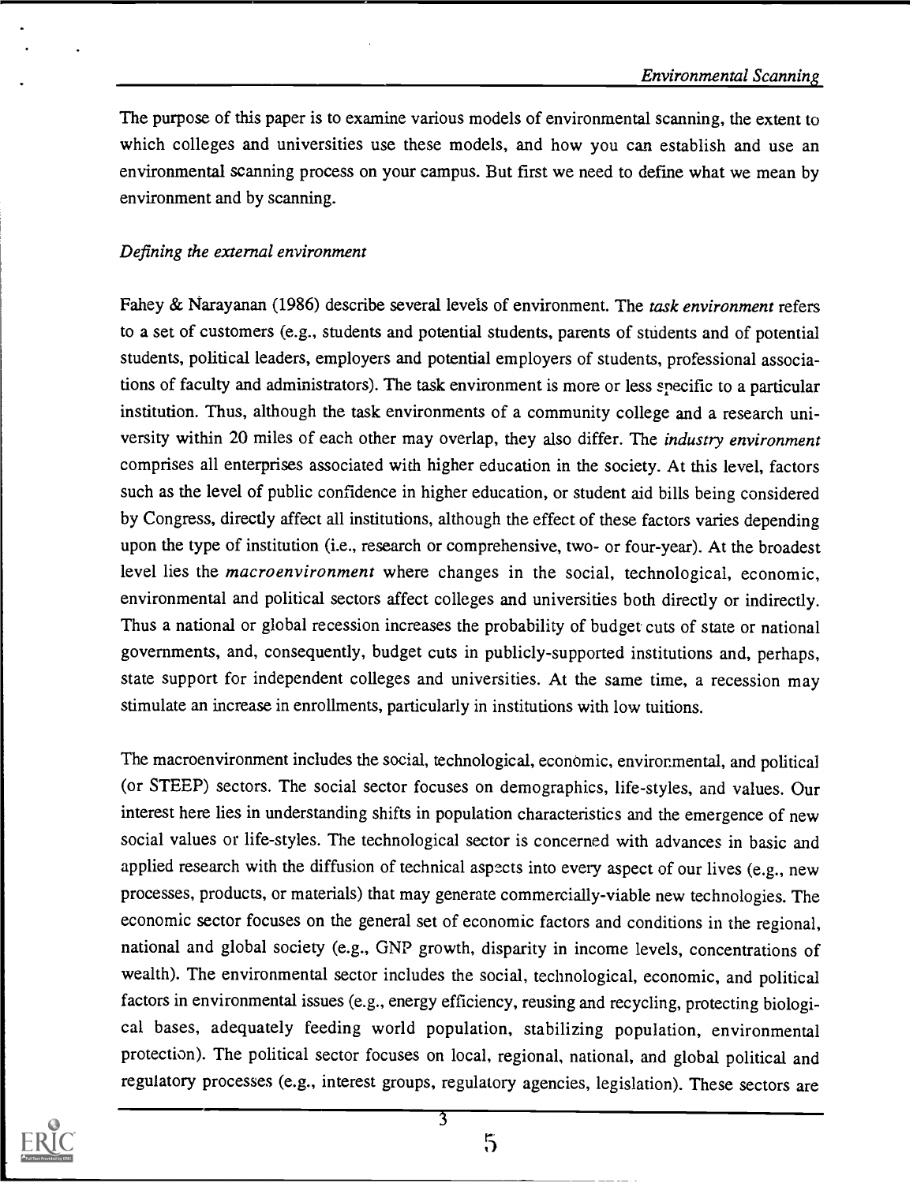The purpose of this paper is to examine various models of environmental scanning, the extent to which colleges and universities use these models, and how you can establish and use an environmental scanning process on your campus. But first we need to define what we mean by environment and by scanning.

*Defining the external environment*

Fahey & Narayanan (1986) describe several levels of environment. The *task environment* refers to a set of customers (e.g., students and potential students, parents of students and of potential students, political leaders, employers and potential employers of students, professional associations of faculty and administrators). The task environment is more or less specific to a particular institution. Thus, although the task environments of a community college and a research university within 20 miles of each other may overlap, they also differ. The *industry environment* comprises all enterprises associated with higher education in the society. At this level, factors such as the level of public confidence in higher education, or student aid bills being considered by Congress, directly affect all institutions, although the effect of these factors varies depending upon the type of institution (i.e., research or comprehensive, two- or four-year). At the broadest level lies the *macroenvironment* where changes in the social, technological, economic, environmental and political sectors affect colleges and universities both directly or indirectly. Thus a national or global recession increases the probability of budget cuts of state or national governments, and, consequently, budget cuts in publicly-supported institutions and, perhaps, state support for independent colleges and universities. At the same time, a recession may stimulate an increase in enrollments, particularly in institutions with low tuitions.

The macroenvironment includes the social, technological, economic, environmental, and political (or STEEP) sectors. The social sector focuses on demographics, life-styles, and values. Our interest here lies in understanding shifts in population characteristics and the emergence of new social values or life-styles. The technological sector is concerned with advances in basic and applied research with the diffusion of technical aspects into every aspect of our lives (e.g., new processes, products, or materials) that may generate commercially-viable new technologies. The economic sector focuses on the general set of economic factors and conditions in the regional, national and global society (e.g., GNP growth, disparity in income levels, concentrations of wealth). The environmental sector includes the social, technological, economic, and political factors in environmental issues (e.g., energy efficiency, reusing and recycling, protecting biological bases, adequately feeding world population, stabilizing population, environmental protection). The political sector focuses on local, regional, national, and global political and regulatory processes (e.g., interest groups, regulatory agencies, legislation). These sectors are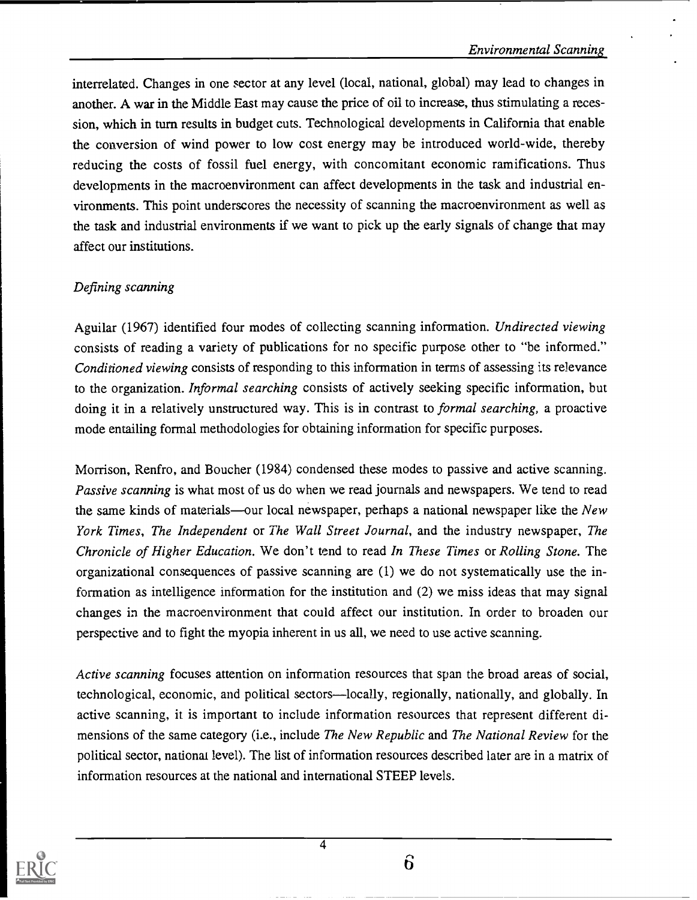interrelated. Changes in one sector at any level (local, national, global) may lead to changes in another. A war in the Middle East may cause the price of oil to increase, thus stimulating a recession, which in turn results in budget cuts. Technological developments in California that enable the conversion of wind power to low cost energy may be introduced world-wide, thereby reducing the costs of fossil fuel energy, with concomitant economic ramifications. Thus developments in the macroenvironment can affect developments in the task and industrial environments. This point underscores the necessity of scanning the macroenvironment as well as the task and industrial environments if we want to pick up the early signals of change that may affect our institutions.

*Defining scanning*

Aguilar (1967) identified four modes of collecting scanning information. *Undirected viewing* consists of reading a variety of publications for no specific purpose other to "be informed." *Conditioned viewing* consists of responding to this information in terms of assessing its relevance to the organization. *Informal searching* consists of actively seeking specific information, but doing it in a relatively unstructured way. This is in contrast to *formal searching,* a proactive mode entailing formal methodologies for obtaining information for specific purposes.

Morrison, Renfro, and Boucher (1984) condensed these modes to passive and active scanning. *Passive scanning* is what most of us do when we read journals and newspapers. We tend to read the same kinds of materials—our local newspaper, perhaps a national newspaper like the *New York Times*, *The Independent* or *The Wall Street Journal*, and the industry newspaper, *The Chronicle of Higher Education*. We don't tend to read *In These Times* or *Rolling Stone*. The organizational consequences of passive scanning are (1) we do not systematically use the information as intelligence information for the institution and (2) we miss ideas that may signal changes in the macroenvironment that could affect our institution. In order to broaden our perspective and to fight the myopia inherent in us all, we need to use active scanning.

*Active scanning* focuses attention on information resources that span the broad areas of social, technological, economic, and political sectors—locally, regionally, nationally, and globally. In active scanning, it is important to include information resources that represent different dimensions of the same category (i.e., include *The New Republic* and *The National Review* for the political sector, national level). The list of information resources described later are in a matrix of information resources at the national and international STEEP levels.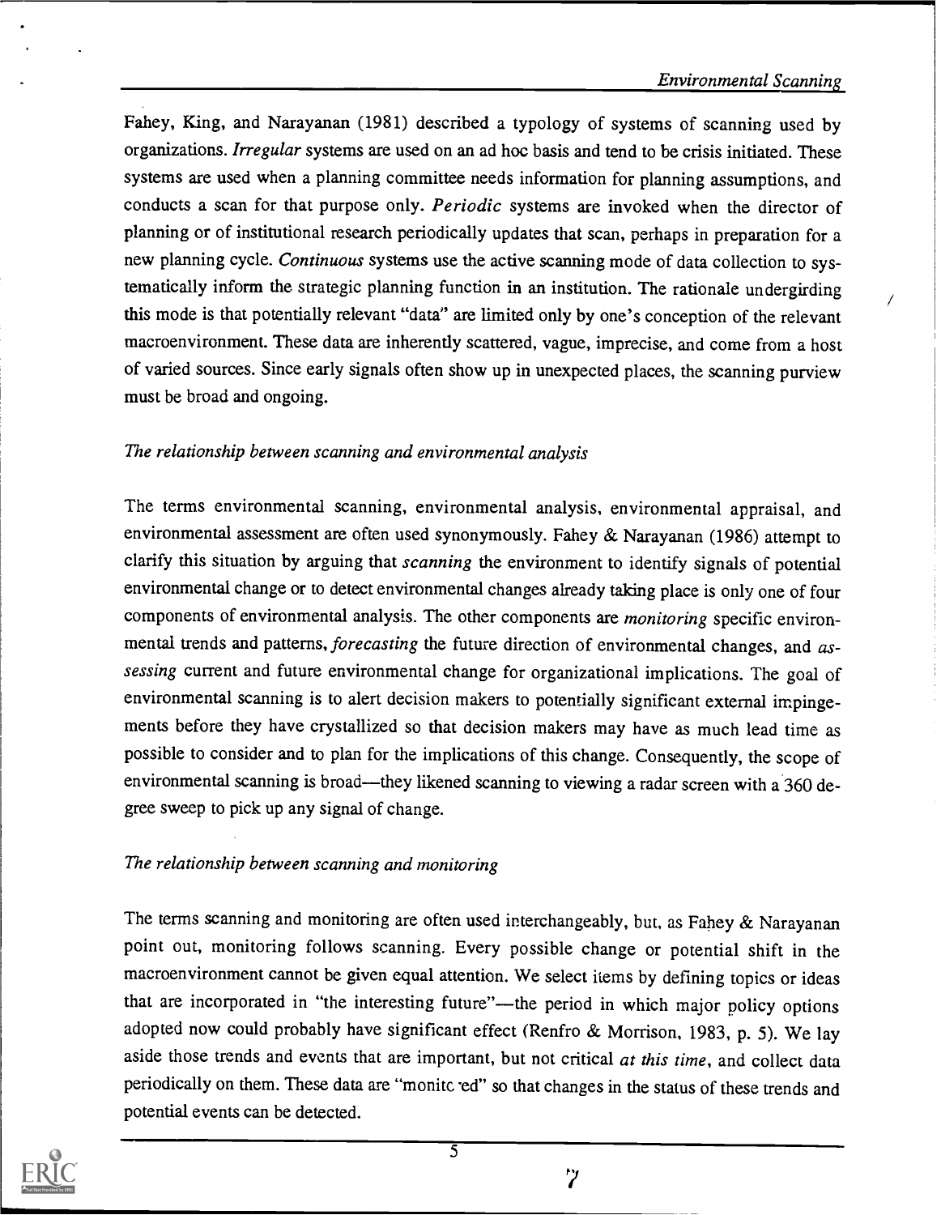Fahey, King, and Narayanan (1981) described a typology of systems of scanning used by organizations. *Irregular* systems are used on an ad hoc basis and tend to be crisis initiated. These systems are used when a planning committee needs information for planning assumptions, and conducts a scan for that purpose only. *Periodic* systems are invoked when the director of planning or of institutional research periodically updates that scan, perhaps in preparation for a new planning cycle. *Continuous* systems use the active scanning mode of data collection to systematically inform the strategic planning function in an institution. The rationale undergirding this mode is that potentially relevant "data" are limited only by one's conception of the relevant macroenvironment. These data are inherently scattered, vague, imprecise, and come from a host of varied sources. Since early signals often show up in unexpected places, the scanning purview must be broad and ongoing.

*The relationship between scanning and environmental analysis*

The terms environmental scanning, environmental analysis, environmental appraisal, and environmental assessment are often used synonymously. Fahey & Narayanan (1986) attempt to clarify this situation by arguing that *scanning* the environment to identify signals of potential environmental change or to detect environmental changes already taking place is only one of four components of environmental analysis. The other components are *monitoring* specific environmental trends and patterns, *forecasting* the future direction of environmental changes, and *assessing* current and future environmental change for organizational implications. The goal of environmental scanning is to alert decision makers to potentially significant external impingements before they have crystallized so that decision makers may have as much lead time as possible to consider and to plan for the implications of this change. Consequently, the scope of environmental scanning is broad—they likened scanning to viewing a radar screen with a 360 degree sweep to pick up any signal of change.

*The relationship between scanning and monitoring*

The terms scanning and monitoring are often used interchangeably, but, as Fahey & Narayanan point out, monitoring follows scanning. Every possible change or potential shift in the macroenvironment cannot be given equal attention. We select items by defining topics or ideas that are incorporated in "the interesting future"—the period in which major policy options adopted now could probably have significant effect (Renfro & Morrison, 1983, p. 5). We lay aside those trends and events that are important, but not critical *at this time*, and collect data periodically on them. These data are "monitored" so that changes in the status of these trends and potential events can be detected.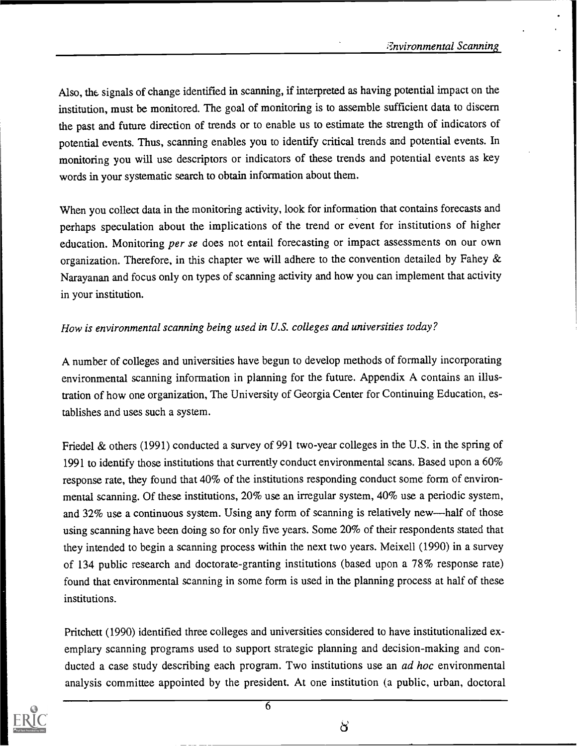Also, the signals of change identified in scanning, if interpreted as having potential impact on the institution, must be monitored. The goal of monitoring is to assemble sufficient data to discern the past and future direction of trends or to enable us to estimate the strength of indicators of potential events. Thus, scanning enables you to identify critical trends and potential events. In monitoring you will use descriptors or indicators of these trends and potential events as key words in your systematic search to obtain information about them.

When you collect data in the monitoring activity, look for information that contains forecasts and perhaps speculation about the implications of the trend or event for institutions of higher education. Monitoring *per se* does not entail forecasting or impact assessments on our own organization. Therefore, in this chapter we will adhere to the convention detailed by Fahey & Narayanan and focus only on types of scanning activity and how you can implement that activity in your institution.

*How is environmental scanning being used in U.S. colleges and universities today?*

A number of colleges and universities have begun to develop methods of formally incorporating environmental scanning information in planning for the future. Appendix A contains an illustration of how one organization, The University of Georgia Center for Continuing Education, establishes and uses such a system.

Friedel & others (1991) conducted a survey of 991 two-year colleges in the U.S. in the spring of 1991 to identify those institutions that currently conduct environmental scans. Based upon a 60% response rate, they found that 40% of the institutions responding conduct some form of environmental scanning. Of these institutions, 20% use an irregular system, 40% use a periodic system, and 32% use a continuous system. Using any form of scanning is relatively new—half of those using scanning have been doing so for only five years. Some 20% of their respondents stated that they intended to begin a scanning process within the next two years. Meixell (1990) in a survey of 134 public research and doctorate-granting institutions (based upon a 78% response rate) found that environmental scanning in some form is used in the planning process at half of these institutions.

Pritchett (1990) identified three colleges and universities considered to have institutionalized exemplary scanning programs used to support strategic planning and decision-making and conducted a case study describing each program. Two institutions use an *ad hoc* environmental analysis committee appointed by the president. At one institution (a public, urban, doctoral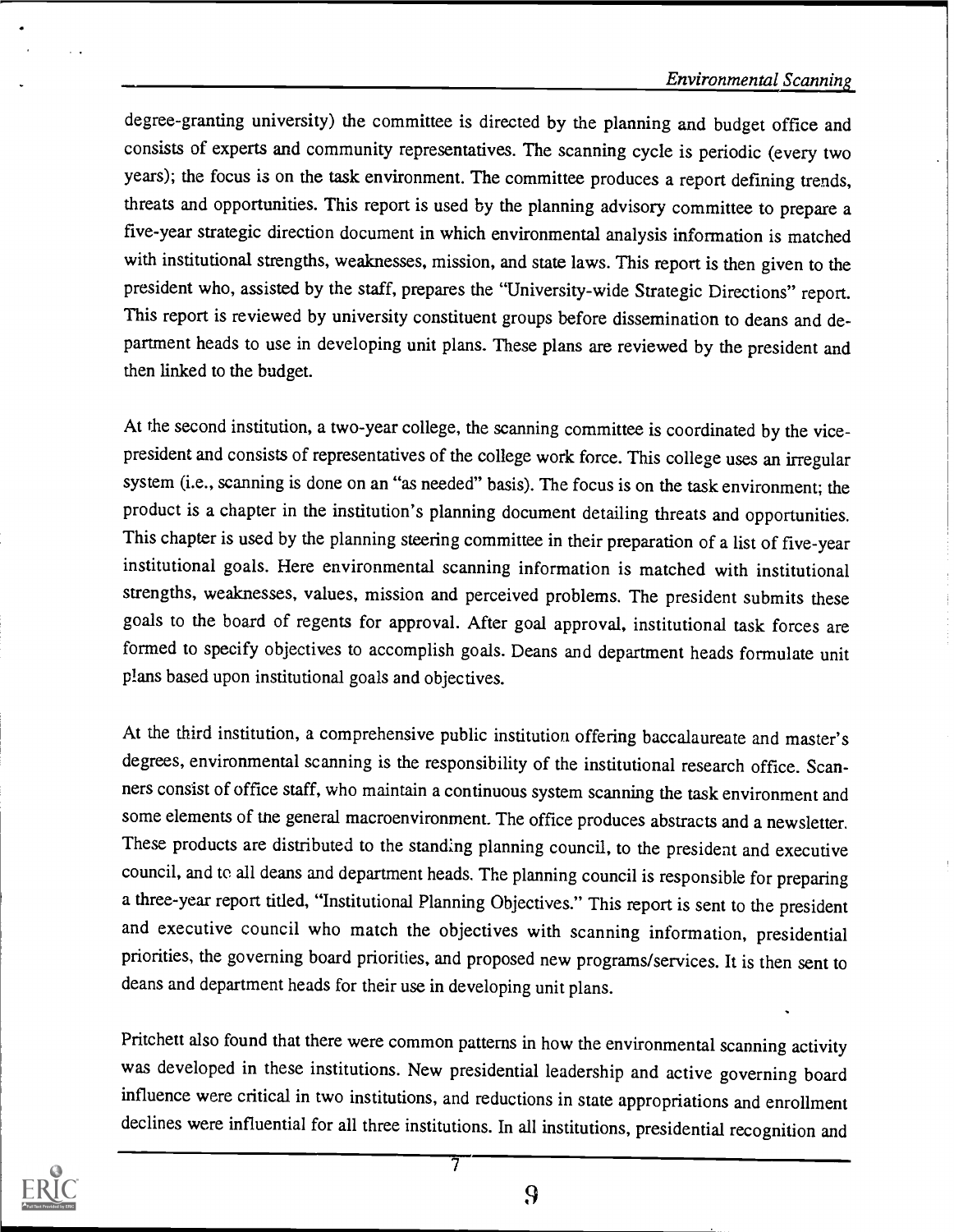degree-granting university) the committee is directed by the planning and budget office and consists of experts and community representatives. The scanning cycle is periodic (every two years); the focus is on the task environment. The committee produces a report defining trends, threats and opportunities. This report is used by the planning advisory committee to prepare a five-year strategic direction document in which environmental analysis information is matched with institutional strengths, weaknesses, mission, and state laws. This report is then given to the president who, assisted by the staff, prepares the "University-wide Strategic Directions" report. This report is reviewed by university constituent groups before dissemination to deans and department heads to use in developing unit plans. These plans are reviewed by the president and then linked to the budget.

At the second institution, a two-year college, the scanning committee is coordinated by the vice-president and consists of representatives of the college work force. This college uses an irregular system (i.e., scanning is done on an "as needed" basis). The focus is on the task environment; the product is a chapter in the institution's planning document detailing threats and opportunities. This chapter is used by the planning steering committee in their preparation of a list of five-year institutional goals. Here environmental scanning information is matched with institutional strengths, weaknesses, values, mission and perceived problems. The president submits these goals to the board of regents for approval. After goal approval, institutional task forces are formed to specify objectives to accomplish goals. Deans and department heads formulate unit plans based upon institutional goals and objectives.

At the third institution, a comprehensive public institution offering baccalaureate and master's degrees, environmental scanning is the responsibility of the institutional research office. Scanners consist of office staff, who maintain a continuous system scanning the task environment and some elements of the general macroenvironment. The office produces abstracts and a newsletter. These products are distributed to the standing planning council, to the president and executive council, and to all deans and department heads. The planning council is responsible for preparing a three-year report titled, "Institutional Planning Objectives." This report is sent to the president and executive council who match the objectives with scanning information, presidential priorities, the governing board priorities, and proposed new programs/services. It is then sent to deans and department heads for their use in developing unit plans.

Pritchett also found that there were common patterns in how the environmental scanning activity was developed in these institutions. New presidential leadership and active governing board influence were critical in two institutions, and reductions in state appropriations and enrollment declines were influential for all three institutions. In all institutions, presidential recognition and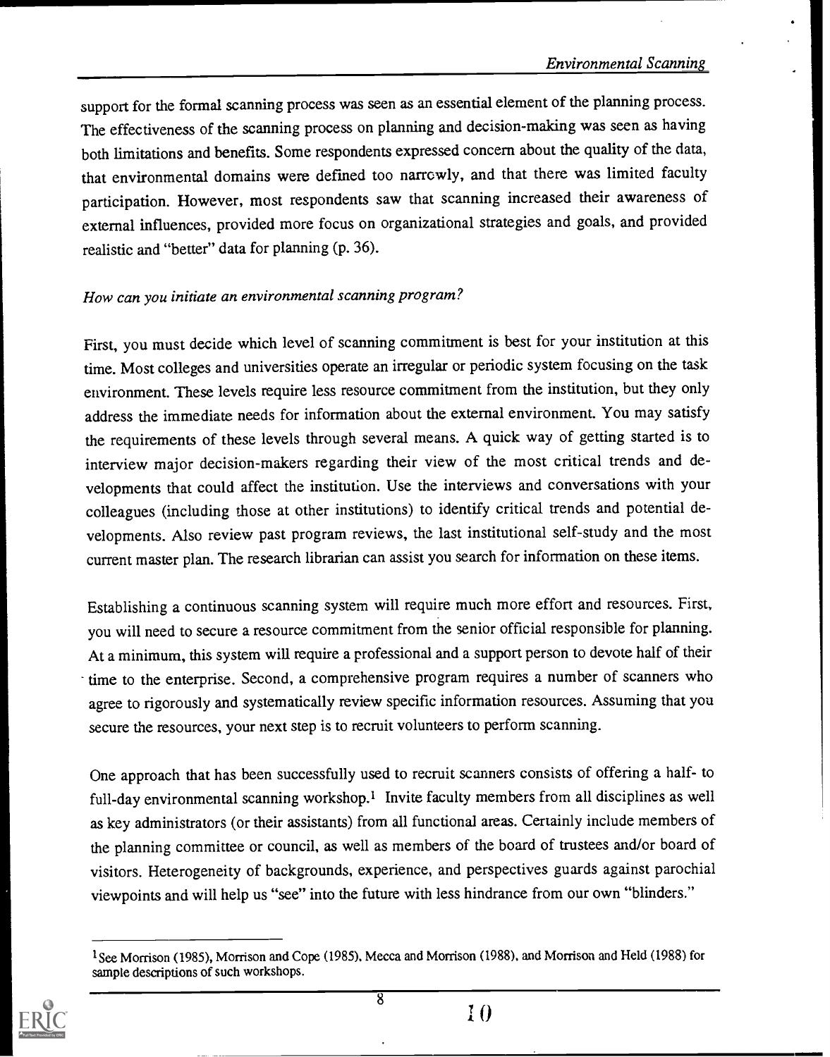support for the formal scanning process was seen as an essential element of the planning process. The effectiveness of the scanning process on planning and decision-making was seen as having both limitations and benefits. Some respondents expressed concern about the quality of the data, that environmental domains were defined too narrowly, and that there was limited faculty participation. However, most respondents saw that scanning increased their awareness of external influences, provided more focus on organizational strategies and goals, and provided realistic and "better" data for planning (p. 36).

*How can you initiate an environmental scanning program?*

First, you must decide which level of scanning commitment is best for your institution at this time. Most colleges and universities operate an irregular or periodic system focusing on the task environment. These levels require less resource commitment from the institution, but they only address the immediate needs for information about the external environment. You may satisfy the requirements of these levels through several means. A quick way of getting started is to interview major decision-makers regarding their view of the most critical trends and developments that could affect the institution. Use the interviews and conversations with your colleagues (including those at other institutions) to identify critical trends and potential developments. Also review past program reviews, the last institutional self-study and the most current master plan. The research librarian can assist you search for information on these items.

Establishing a continuous scanning system will require much more effort and resources. First, you will need to secure a resource commitment from the senior official responsible for planning. At a minimum, this system will require a professional and a support person to devote half of their time to the enterprise. Second, a comprehensive program requires a number of scanners who agree to rigorously and systematically review specific information resources. Assuming that you secure the resources, your next step is to recruit volunteers to perform scanning.

One approach that has been successfully used to recruit scanners consists of offering a half- to full-day environmental scanning workshop.[1] Invite faculty members from all disciplines as well as key administrators (or their assistants) from all functional areas. Certainly include members of the planning committee or council, as well as members of the board of trustees and/or board of visitors. Heterogeneity of backgrounds, experience, and perspectives guards against parochial viewpoints and will help us "see" into the future with less hindrance from our own "blinders."

[1] See Morrison (1985), Morrison and Cope (1985), Mecca and Morrison (1988), and Morrison and Held (1988) for sample descriptions of such workshops.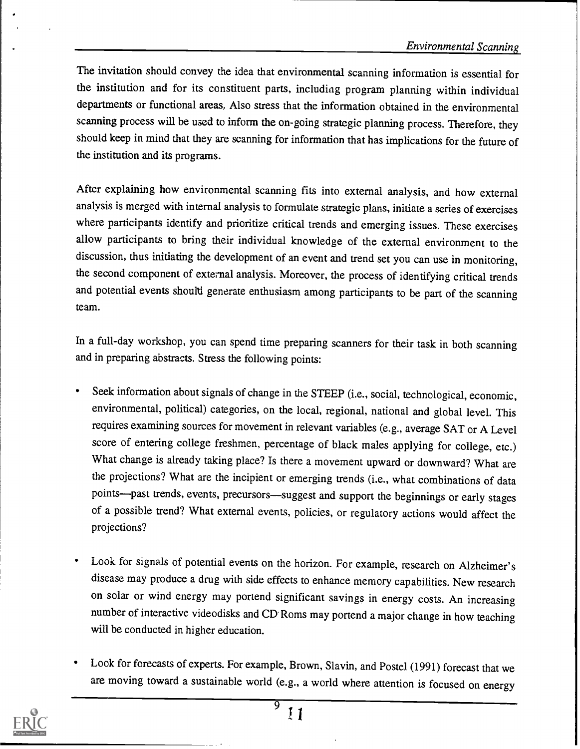The invitation should convey the idea that environmental scanning information is essential for the institution and for its constituent parts, including program planning within individual departments or functional areas. Also stress that the information obtained in the environmental scanning process will be used to inform the on-going strategic planning process. Therefore, they should keep in mind that they are scanning for information that has implications for the future of the institution and its programs.

After explaining how environmental scanning fits into external analysis, and how external analysis is merged with internal analysis to formulate strategic plans, initiate a series of exercises where participants identify and prioritize critical trends and emerging issues. These exercises allow participants to bring their individual knowledge of the external environment to the discussion, thus initiating the development of an event and trend set you can use in monitoring, the second component of external analysis. Moreover, the process of identifying critical trends and potential events should generate enthusiasm among participants to be part of the scanning team.

In a full-day workshop, you can spend time preparing scanners for their task in both scanning and in preparing abstracts. Stress the following points:

- Seek information about signals of change in the STEEP (i.e., social, technological, economic, environmental, political) categories, on the local, regional, national and global level. This requires examining sources for movement in relevant variables (e.g., average SAT or A Level score of entering college freshmen, percentage of black males applying for college, etc.) What change is already taking place? Is there a movement upward or downward? What are the projections? What are the incipient or emerging trends (i.e., what combinations of data points—past trends, events, precursors—suggest and support the beginnings or early stages of a possible trend? What external events, policies, or regulatory actions would affect the projections?

- Look for signals of potential events on the horizon. For example, research on Alzheimer's disease may produce a drug with side effects to enhance memory capabilities. New research on solar or wind energy may portend significant savings in energy costs. An increasing number of interactive videodisks and CD Roms may portend a major change in how teaching will be conducted in higher education.

- Look for forecasts of experts. For example, Brown, Slavin, and Postel (1991) forecast that we are moving toward a sustainable world (e.g., a world where attention is focused on energy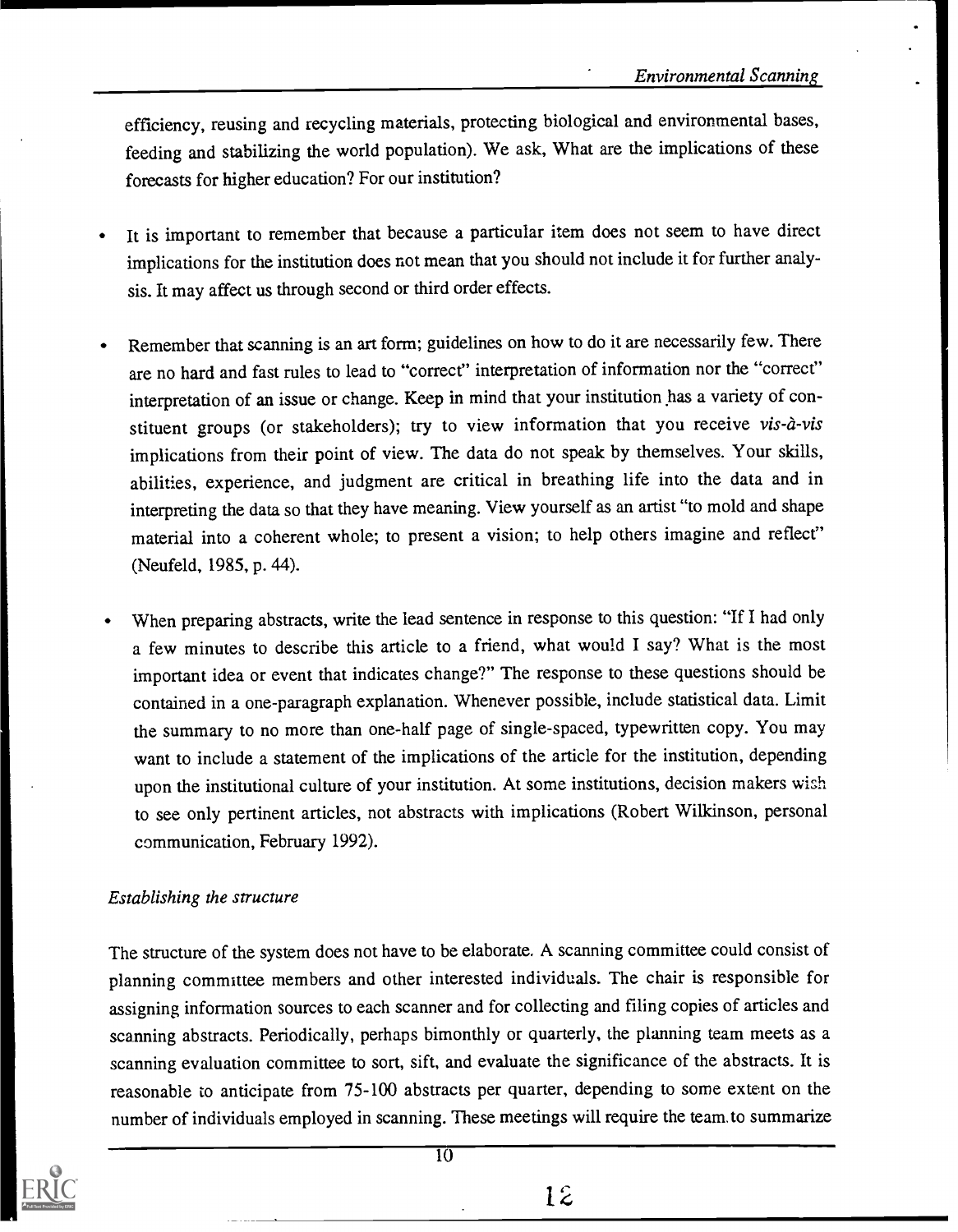efficiency, reusing and recycling materials, protecting biological and environmental bases, feeding and stabilizing the world population). We ask, What are the implications of these forecasts for higher education? For our institution?

- It is important to remember that because a particular item does not seem to have direct implications for the institution does not mean that you should not include it for further analysis. It may affect us through second or third order effects.

- Remember that scanning is an art form; guidelines on how to do it are necessarily few. There are no hard and fast rules to lead to "correct" interpretation of information nor the "correct" interpretation of an issue or change. Keep in mind that your institution has a variety of constituent groups (or stakeholders); try to view information that you receive *vis-à-vis* implications from their point of view. The data do not speak by themselves. Your skills, abilities, experience, and judgment are critical in breathing life into the data and in interpreting the data so that they have meaning. View yourself as an artist "to mold and shape material into a coherent whole; to present a vision; to help others imagine and reflect" (Neufeld, 1985, p. 44).

- When preparing abstracts, write the lead sentence in response to this question: "If I had only a few minutes to describe this article to a friend, what would I say? What is the most important idea or event that indicates change?" The response to these questions should be contained in a one-paragraph explanation. Whenever possible, include statistical data. Limit the summary to no more than one-half page of single-spaced, typewritten copy. You may want to include a statement of the implications of the article for the institution, depending upon the institutional culture of your institution. At some institutions, decision makers wish to see only pertinent articles, not abstracts with implications (Robert Wilkinson, personal communication, February 1992).

*Establishing the structure*

The structure of the system does not have to be elaborate. A scanning committee could consist of planning committee members and other interested individuals. The chair is responsible for assigning information sources to each scanner and for collecting and filing copies of articles and scanning abstracts. Periodically, perhaps bimonthly or quarterly, the planning team meets as a scanning evaluation committee to sort, sift, and evaluate the significance of the abstracts. It is reasonable to anticipate from 75-100 abstracts per quarter, depending to some extent on the number of individuals employed in scanning. These meetings will require the team to summarize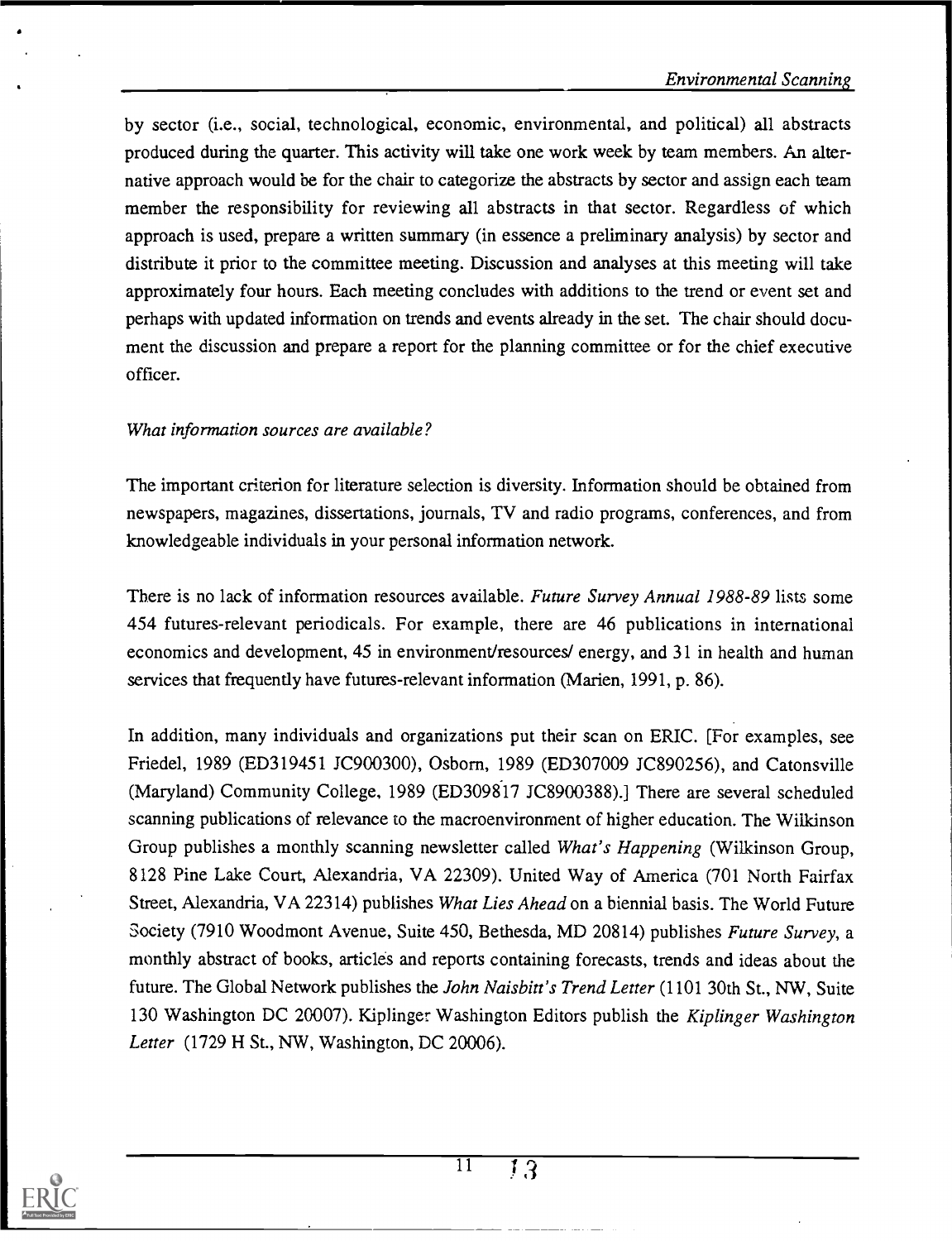by sector (i.e., social, technological, economic, environmental, and political) all abstracts produced during the quarter. This activity will take one work week by team members. An alternative approach would be for the chair to categorize the abstracts by sector and assign each team member the responsibility for reviewing all abstracts in that sector. Regardless of which approach is used, prepare a written summary (in essence a preliminary analysis) by sector and distribute it prior to the committee meeting. Discussion and analyses at this meeting will take approximately four hours. Each meeting concludes with additions to the trend or event set and perhaps with updated information on trends and events already in the set. The chair should document the discussion and prepare a report for the planning committee or for the chief executive officer.

*What information sources are available?*

The important criterion for literature selection is diversity. Information should be obtained from newspapers, magazines, dissertations, journals, TV and radio programs, conferences, and from knowledgeable individuals in your personal information network.

There is no lack of information resources available. *Future Survey Annual 1988-89* lists some 454 futures-relevant periodicals. For example, there are 46 publications in international economics and development, 45 in environment/resources/ energy, and 31 in health and human services that frequently have futures-relevant information (Marien, 1991, p. 86).

In addition, many individuals and organizations put their scan on ERIC. [For examples, see Friedel, 1989 (ED319451 JC900300), Osborn, 1989 (ED307009 JC890256), and Catonsville (Maryland) Community College, 1989 (ED309817 JC8900388).] There are several scheduled scanning publications of relevance to the macroenvironment of higher education. The Wilkinson Group publishes a monthly scanning newsletter called *What's Happening* (Wilkinson Group, 8128 Pine Lake Court, Alexandria, VA 22309). United Way of America (701 North Fairfax Street, Alexandria, VA 22314) publishes *What Lies Ahead* on a biennial basis. The World Future Society (7910 Woodmont Avenue, Suite 450, Bethesda, MD 20814) publishes *Future Survey*, a monthly abstract of books, articles and reports containing forecasts, trends and ideas about the future. The Global Network publishes the *John Naisbitt's Trend Letter* (1101 30th St., NW, Suite 130 Washington DC 20007). Kiplinger Washington Editors publish the *Kiplinger Washington Letter* (1729 H St., NW, Washington, DC 20006).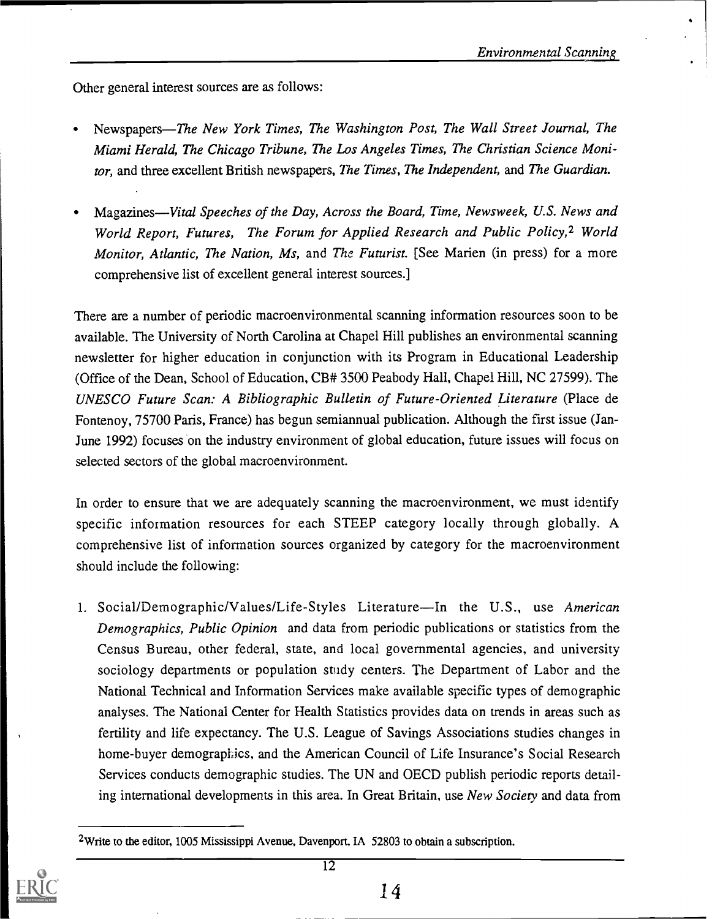Other general interest sources are as follows:

- Newspapers—*The New York Times, The Washington Post, The Wall Street Journal, The Miami Herald, The Chicago Tribune, The Los Angeles Times, The Christian Science Monitor,* and three excellent British newspapers, *The Times, The Independent,* and *The Guardian.*

- Magazines—*Vital Speeches of the Day, Across the Board, Time, Newsweek, U.S. News and World Report, Futures, The Forum for Applied Research and Public Policy,*[2] *World Monitor, Atlantic, The Nation, Ms,* and *The Futurist.* [See Marien (in press) for a more comprehensive list of excellent general interest sources.]

There are a number of periodic macroenvironmental scanning information resources soon to be available. The University of North Carolina at Chapel Hill publishes an environmental scanning newsletter for higher education in conjunction with its Program in Educational Leadership (Office of the Dean, School of Education, CB# 3500 Peabody Hall, Chapel Hill, NC 27599). The *UNESCO Future Scan: A Bibliographic Bulletin of Future-Oriented Literature* (Place de Fontenoy, 75700 Paris, France) has begun semiannual publication. Although the first issue (Jan-June 1992) focuses on the industry environment of global education, future issues will focus on selected sectors of the global macroenvironment.

In order to ensure that we are adequately scanning the macroenvironment, we must identify specific information resources for each STEEP category locally through globally. A comprehensive list of information sources organized by category for the macroenvironment should include the following:

1. Social/Demographic/Values/Life-Styles Literature—In the U.S., use *American Demographics, Public Opinion* and data from periodic publications or statistics from the Census Bureau, other federal, state, and local governmental agencies, and university sociology departments or population study centers. The Department of Labor and the National Technical and Information Services make available specific types of demographic analyses. The National Center for Health Statistics provides data on trends in areas such as fertility and life expectancy. The U.S. League of Savings Associations studies changes in home-buyer demographics, and the American Council of Life Insurance's Social Research Services conducts demographic studies. The UN and OECD publish periodic reports detailing international developments in this area. In Great Britain, use *New Society* and data from

[2] Write to the editor, 1005 Mississippi Avenue, Davenport, IA 52803 to obtain a subscription.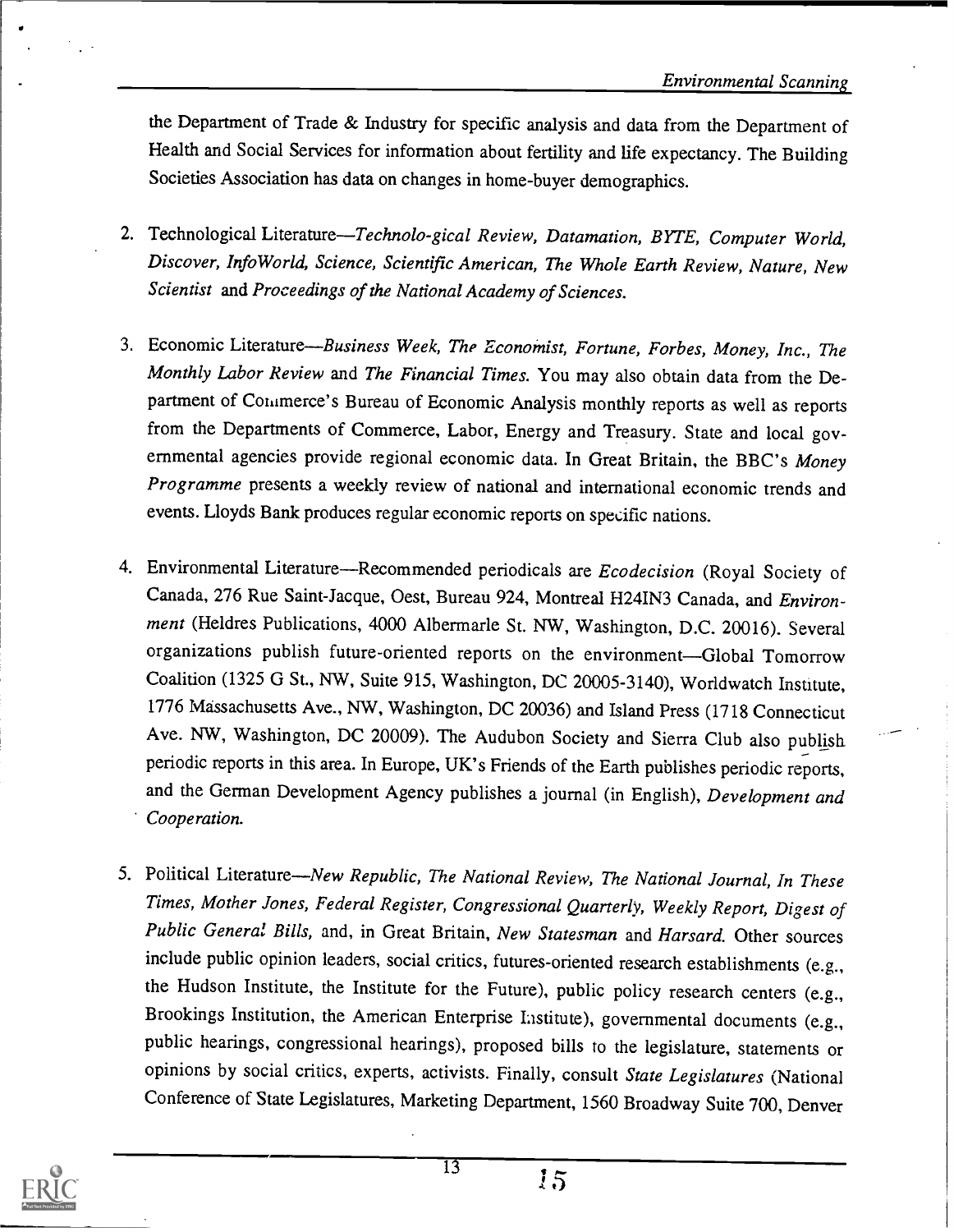the Department of Trade & Industry for specific analysis and data from the Department of Health and Social Services for information about fertility and life expectancy. The Building Societies Association has data on changes in home-buyer demographics.

2. Technological Literature—*Technolo-gical Review, Datamation, BYTE, Computer World, Discover, InfoWorld, Science, Scientific American, The Whole Earth Review, Nature, New Scientist* and *Proceedings of the National Academy of Sciences.*

3. Economic Literature—*Business Week, The Economist, Fortune, Forbes, Money, Inc., The Monthly Labor Review* and *The Financial Times.* You may also obtain data from the Department of Commerce's Bureau of Economic Analysis monthly reports as well as reports from the Departments of Commerce, Labor, Energy and Treasury. State and local governmental agencies provide regional economic data. In Great Britain, the BBC's *Money Programme* presents a weekly review of national and international economic trends and events. Lloyds Bank produces regular economic reports on specific nations.

4. Environmental Literature—Recommended periodicals are *Ecodecision* (Royal Society of Canada, 276 Rue Saint-Jacque, Oest, Bureau 924, Montreal H24IN3 Canada, and *Environment* (Heldres Publications, 4000 Albermarle St. NW, Washington, D.C. 20016). Several organizations publish future-oriented reports on the environment—Global Tomorrow Coalition (1325 G St., NW, Suite 915, Washington, DC 20005-3140), Worldwatch Institute, 1776 Massachusetts Ave., NW, Washington, DC 20036) and Island Press (1718 Connecticut Ave. NW, Washington, DC 20009). The Audubon Society and Sierra Club also publish periodic reports in this area. In Europe, UK's Friends of the Earth publishes periodic reports, and the German Development Agency publishes a journal (in English), *Development and Cooperation.*

5. Political Literature—*New Republic, The National Review, The National Journal, In These Times, Mother Jones, Federal Register, Congressional Quarterly, Weekly Report, Digest of Public General Bills,* and, in Great Britain, *New Statesman* and *Harsard.* Other sources include public opinion leaders, social critics, futures-oriented research establishments (e.g., the Hudson Institute, the Institute for the Future), public policy research centers (e.g., Brookings Institution, the American Enterprise Institute), governmental documents (e.g., public hearings, congressional hearings), proposed bills to the legislature, statements or opinions by social critics, experts, activists. Finally, consult *State Legislatures* (National Conference of State Legislatures, Marketing Department, 1560 Broadway Suite 700, Denver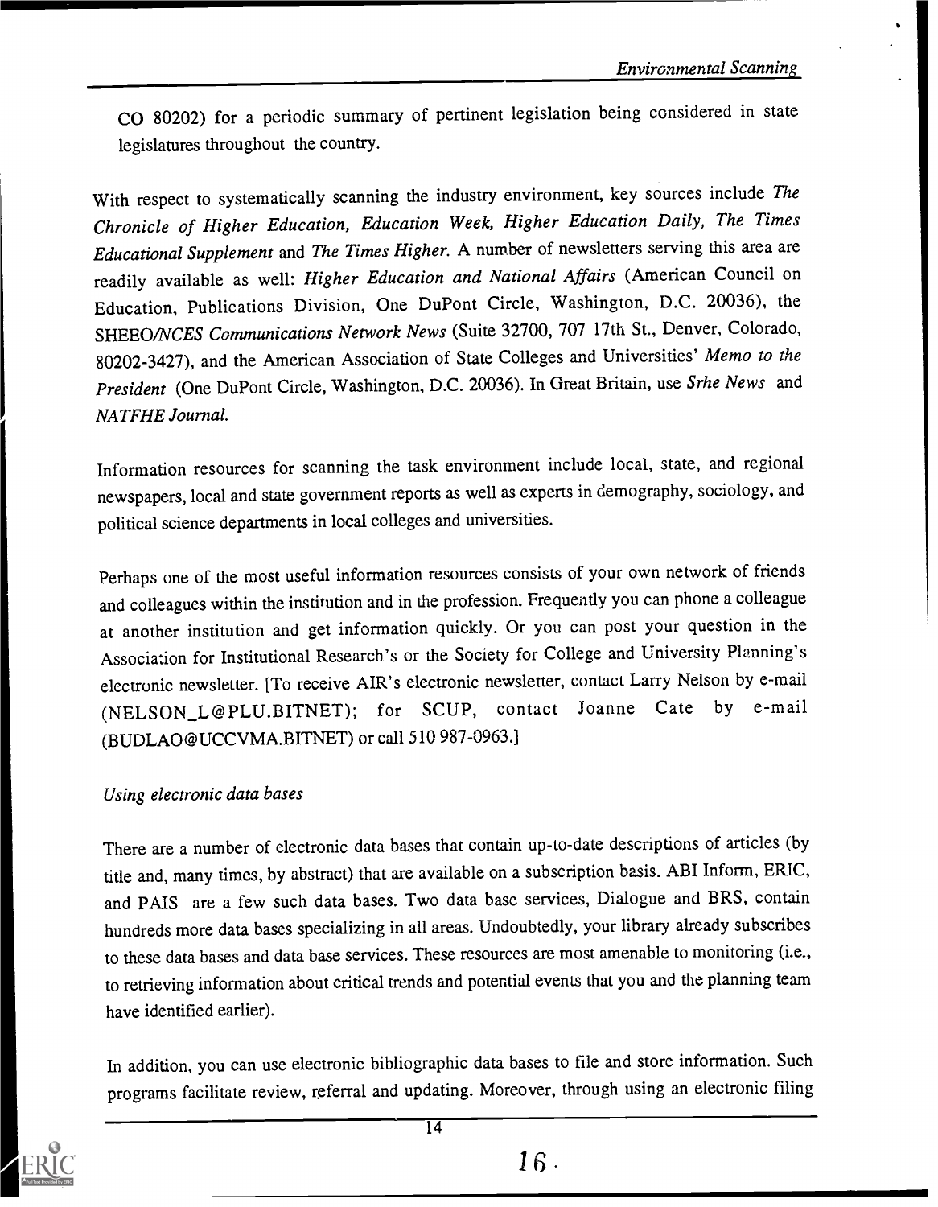CO 80202) for a periodic summary of pertinent legislation being considered in state legislatures throughout the country.

With respect to systematically scanning the industry environment, key sources include *The Chronicle of Higher Education, Education Week, Higher Education Daily, The Times Educational Supplement* and *The Times Higher.* A number of newsletters serving this area are readily available as well: *Higher Education and National Affairs* (American Council on Education, Publications Division, One DuPont Circle, Washington, D.C. 20036), the *SHEEO/NCES Communications Network News* (Suite 32700, 707 17th St., Denver, Colorado, 80202-3427), and the American Association of State Colleges and Universities' *Memo to the President* (One DuPont Circle, Washington, D.C. 20036). In Great Britain, use *Srhe News* and *NATFHE Journal.*

Information resources for scanning the task environment include local, state, and regional newspapers, local and state government reports as well as experts in demography, sociology, and political science departments in local colleges and universities.

Perhaps one of the most useful information resources consists of your own network of friends and colleagues within the institution and in the profession. Frequently you can phone a colleague at another institution and get information quickly. Or you can post your question in the Association for Institutional Research's or the Society for College and University Planning's electronic newsletter. [To receive AIR's electronic newsletter, contact Larry Nelson by e-mail (NELSON_L@PLU.BITNET); for SCUP, contact Joanne Cate by e-mail (BUDLAO@UCCVMA.BITNET) or call 510 987-0963.]

*Using electronic data bases*

There are a number of electronic data bases that contain up-to-date descriptions of articles (by title and, many times, by abstract) that are available on a subscription basis. ABI Inform, ERIC, and PAIS are a few such data bases. Two data base services, Dialogue and BRS, contain hundreds more data bases specializing in all areas. Undoubtedly, your library already subscribes to these data bases and data base services. These resources are most amenable to monitoring (i.e., to retrieving information about critical trends and potential events that you and the planning team have identified earlier).

In addition, you can use electronic bibliographic data bases to file and store information. Such programs facilitate review, referral and updating. Moreover, through using an electronic filing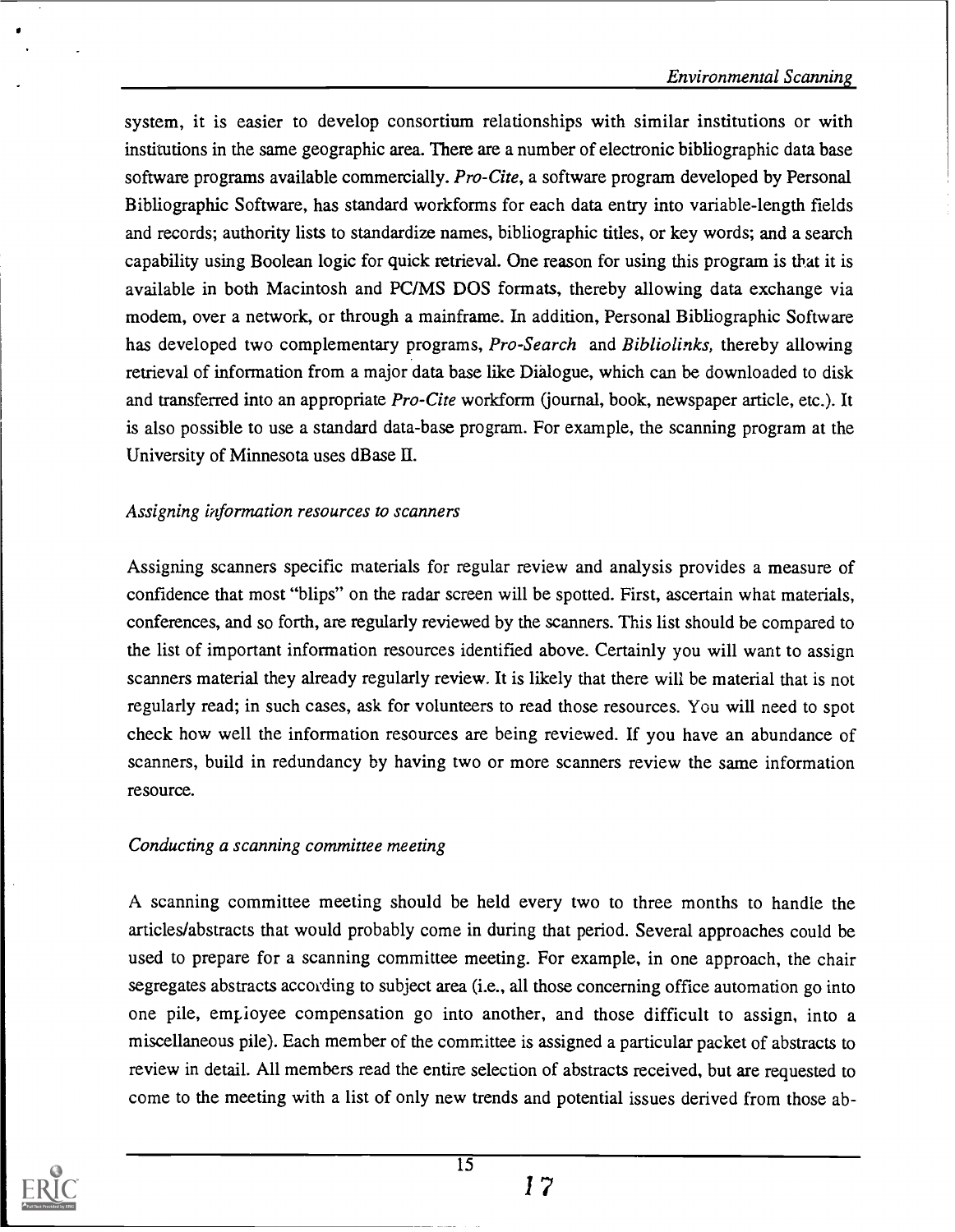system, it is easier to develop consortium relationships with similar institutions or with institutions in the same geographic area. There are a number of electronic bibliographic data base software programs available commercially. *Pro-Cite*, a software program developed by Personal Bibliographic Software, has standard workforms for each data entry into variable-length fields and records; authority lists to standardize names, bibliographic titles, or key words; and a search capability using Boolean logic for quick retrieval. One reason for using this program is that it is available in both Macintosh and PC/MS DOS formats, thereby allowing data exchange via modem, over a network, or through a mainframe. In addition, Personal Bibliographic Software has developed two complementary programs, *Pro-Search* and *Bibliolinks*, thereby allowing retrieval of information from a major data base like Diàlogue, which can be downloaded to disk and transferred into an appropriate *Pro-Cite* workform (journal, book, newspaper article, etc.). It is also possible to use a standard data-base program. For example, the scanning program at the University of Minnesota uses dBase II.

*Assigning information resources to scanners*

Assigning scanners specific materials for regular review and analysis provides a measure of confidence that most "blips" on the radar screen will be spotted. First, ascertain what materials, conferences, and so forth, are regularly reviewed by the scanners. This list should be compared to the list of important information resources identified above. Certainly you will want to assign scanners material they already regularly review. It is likely that there will be material that is not regularly read; in such cases, ask for volunteers to read those resources. You will need to spot check how well the information resources are being reviewed. If you have an abundance of scanners, build in redundancy by having two or more scanners review the same information resource.

*Conducting a scanning committee meeting*

A scanning committee meeting should be held every two to three months to handle the articles/abstracts that would probably come in during that period. Several approaches could be used to prepare for a scanning committee meeting. For example, in one approach, the chair segregates abstracts according to subject area (i.e., all those concerning office automation go into one pile, employee compensation go into another, and those difficult to assign, into a miscellaneous pile). Each member of the committee is assigned a particular packet of abstracts to review in detail. All members read the entire selection of abstracts received, but are requested to come to the meeting with a list of only new trends and potential issues derived from those ab-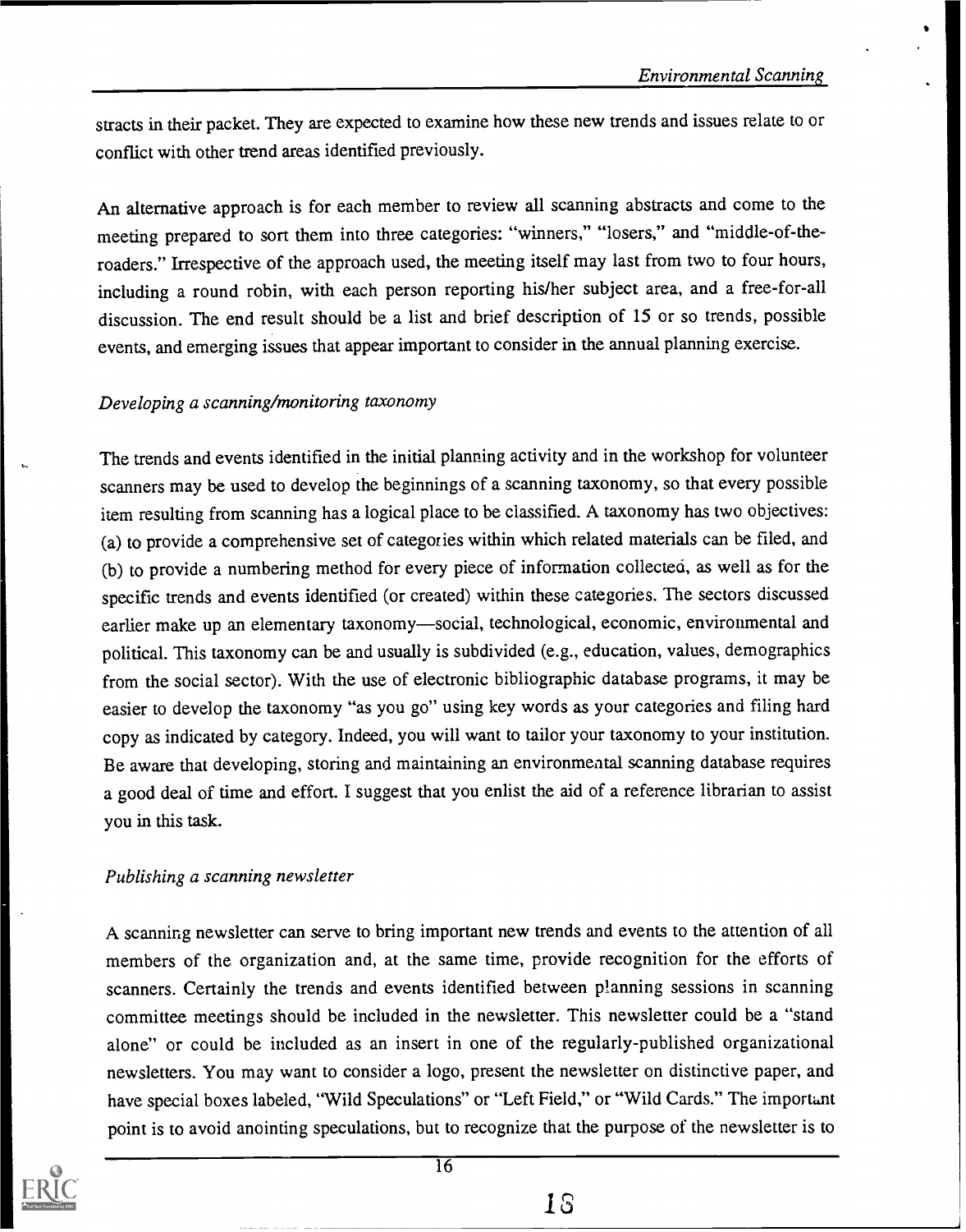stracts in their packet. They are expected to examine how these new trends and issues relate to or conflict with other trend areas identified previously.

An alternative approach is for each member to review all scanning abstracts and come to the meeting prepared to sort them into three categories: "winners," "losers," and "middle-of-the-roaders." Irrespective of the approach used, the meeting itself may last from two to four hours, including a round robin, with each person reporting his/her subject area, and a free-for-all discussion. The end result should be a list and brief description of 15 or so trends, possible events, and emerging issues that appear important to consider in the annual planning exercise.

*Developing a scanning/monitoring taxonomy*

The trends and events identified in the initial planning activity and in the workshop for volunteer scanners may be used to develop the beginnings of a scanning taxonomy, so that every possible item resulting from scanning has a logical place to be classified. A taxonomy has two objectives: (a) to provide a comprehensive set of categories within which related materials can be filed, and (b) to provide a numbering method for every piece of information collected, as well as for the specific trends and events identified (or created) within these categories. The sectors discussed earlier make up an elementary taxonomy—social, technological, economic, environmental and political. This taxonomy can be and usually is subdivided (e.g., education, values, demographics from the social sector). With the use of electronic bibliographic database programs, it may be easier to develop the taxonomy "as you go" using key words as your categories and filing hard copy as indicated by category. Indeed, you will want to tailor your taxonomy to your institution. Be aware that developing, storing and maintaining an environmental scanning database requires a good deal of time and effort. I suggest that you enlist the aid of a reference librarian to assist you in this task.

*Publishing a scanning newsletter*

A scanning newsletter can serve to bring important new trends and events to the attention of all members of the organization and, at the same time, provide recognition for the efforts of scanners. Certainly the trends and events identified between planning sessions in scanning committee meetings should be included in the newsletter. This newsletter could be a "stand alone" or could be included as an insert in one of the regularly-published organizational newsletters. You may want to consider a logo, present the newsletter on distinctive paper, and have special boxes labeled, "Wild Speculations" or "Left Field," or "Wild Cards." The important point is to avoid anointing speculations, but to recognize that the purpose of the newsletter is to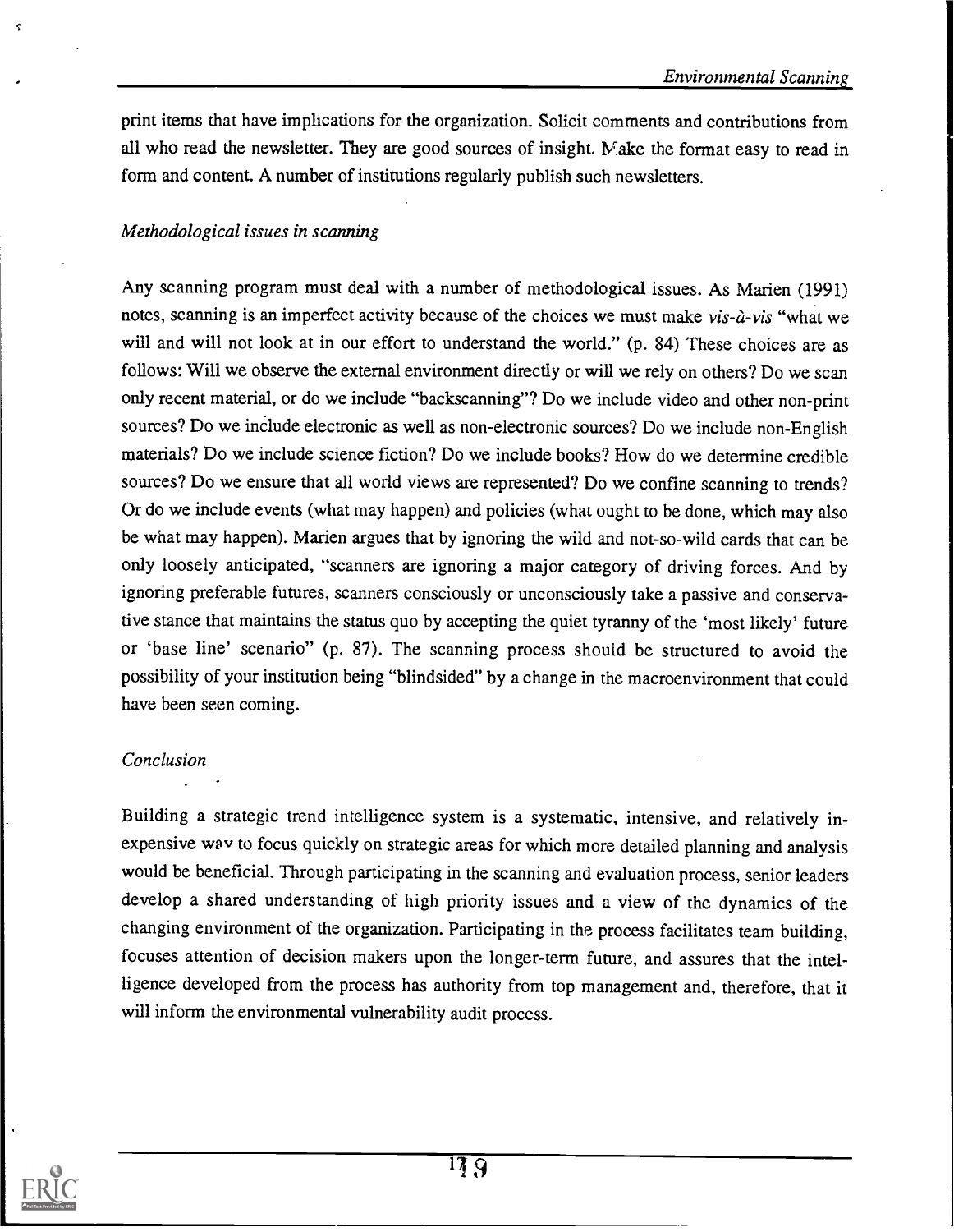print items that have implications for the organization. Solicit comments and contributions from all who read the newsletter. They are good sources of insight. Make the format easy to read in form and content. A number of institutions regularly publish such newsletters.

### *Methodological issues in scanning*

Any scanning program must deal with a number of methodological issues. As Marien (1991) notes, scanning is an imperfect activity because of the choices we must make *vis-à-vis* "what we will and will not look at in our effort to understand the world." (p. 84) These choices are as follows: Will we observe the external environment directly or will we rely on others? Do we scan only recent material, or do we include "backscanning"? Do we include video and other non-print sources? Do we include electronic as well as non-electronic sources? Do we include non-English materials? Do we include science fiction? Do we include books? How do we determine credible sources? Do we ensure that all world views are represented? Do we confine scanning to trends? Or do we include events (what may happen) and policies (what ought to be done, which may also be what may happen). Marien argues that by ignoring the wild and not-so-wild cards that can be only loosely anticipated, "scanners are ignoring a major category of driving forces. And by ignoring preferable futures, scanners consciously or unconsciously take a passive and conservative stance that maintains the status quo by accepting the quiet tyranny of the 'most likely' future or 'base line' scenario" (p. 87). The scanning process should be structured to avoid the possibility of your institution being "blindsided" by a change in the macroenvironment that could have been seen coming.

### *Conclusion*

Building a strategic trend intelligence system is a systematic, intensive, and relatively inexpensive way to focus quickly on strategic areas for which more detailed planning and analysis would be beneficial. Through participating in the scanning and evaluation process, senior leaders develop a shared understanding of high priority issues and a view of the dynamics of the changing environment of the organization. Participating in the process facilitates team building, focuses attention of decision makers upon the longer-term future, and assures that the intelligence developed from the process has authority from top management and, therefore, that it will inform the environmental vulnerability audit process.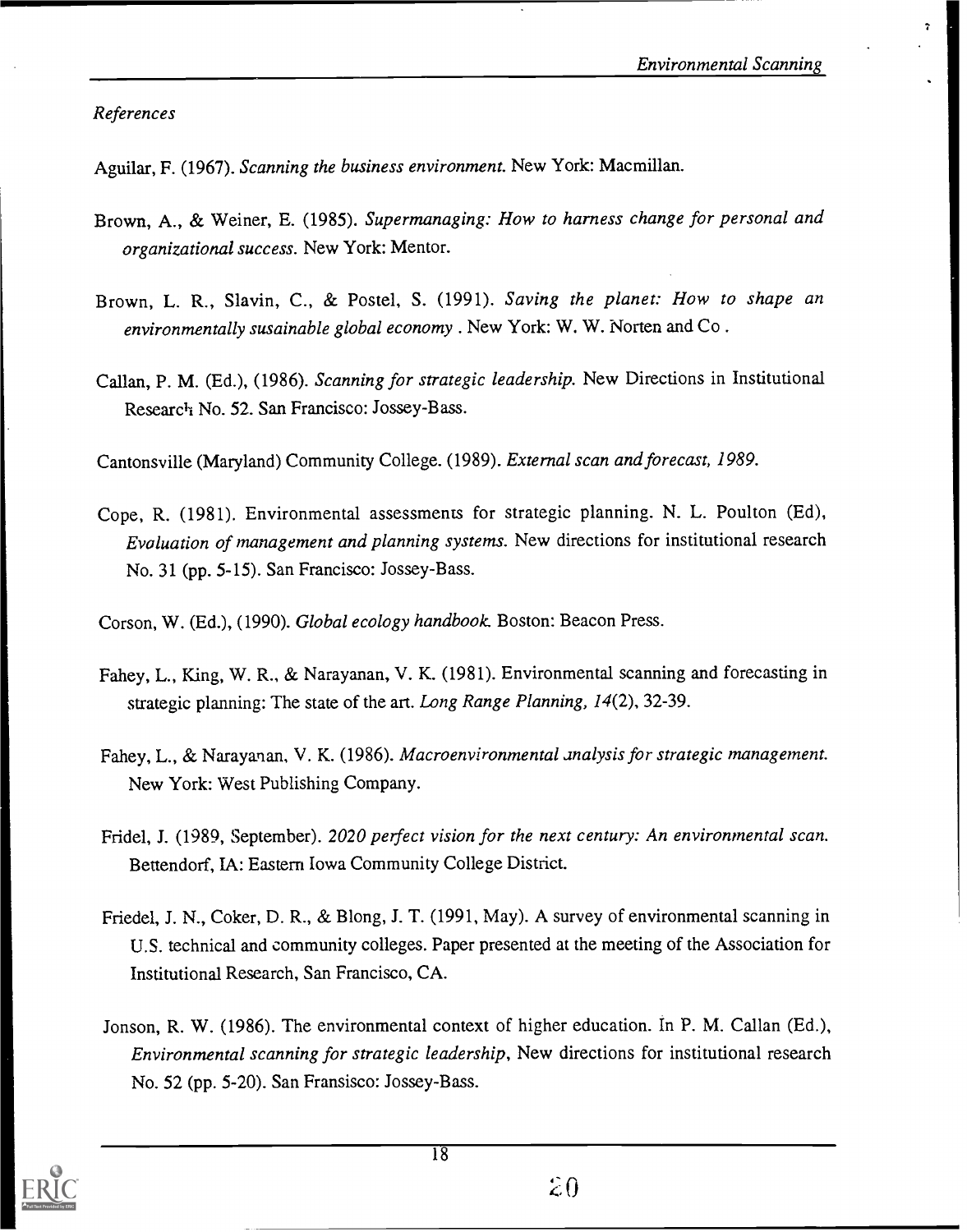*References*

Aguilar, F. (1967). *Scanning the business environment.* New York: Macmillan.

Brown, A., & Weiner, E. (1985). *Supermanaging: How to harness change for personal and organizational success.* New York: Mentor.

Brown, L. R., Slavin, C., & Postel, S. (1991). *Saving the planet: How to shape an environmentally susainable global economy* . New York: W. W. Norten and Co .

Callan, P. M. (Ed.), (1986). *Scanning for strategic leadership.* New Directions in Institutional Research No. 52. San Francisco: Jossey-Bass.

Cantonsville (Maryland) Community College. (1989). *External scan and forecast, 1989.*

Cope, R. (1981). Environmental assessments for strategic planning. N. L. Poulton (Ed), *Evaluation of management and planning systems.* New directions for institutional research No. 31 (pp. 5-15). San Francisco: Jossey-Bass.

Corson, W. (Ed.), (1990). *Global ecology handbook.* Boston: Beacon Press.

Fahey, L., King, W. R., & Narayanan, V. K. (1981). Environmental scanning and forecasting in strategic planning: The state of the art. *Long Range Planning, 14*(2), 32-39.

Fahey, L., & Narayanan, V. K. (1986). *Macroenvironmental analysis for strategic management.* New York: West Publishing Company.

Fridel, J. (1989, September). *2020 perfect vision for the next century: An environmental scan.* Bettendorf, IA: Eastern Iowa Community College District.

Friedel, J. N., Coker, D. R., & Blong, J. T. (1991, May). A survey of environmental scanning in U.S. technical and community colleges. Paper presented at the meeting of the Association for Institutional Research, San Francisco, CA.

Jonson, R. W. (1986). The environmental context of higher education. In P. M. Callan (Ed.), *Environmental scanning for strategic leadership*, New directions for institutional research No. 52 (pp. 5-20). San Fransisco: Jossey-Bass.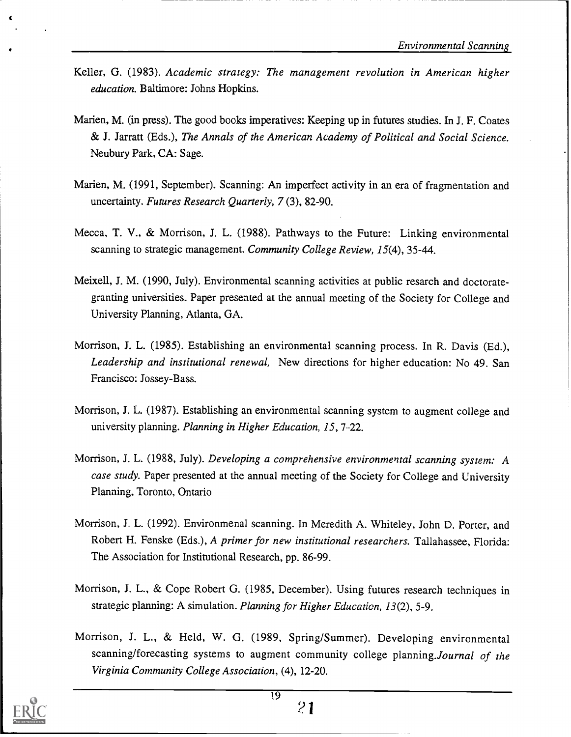Keller, G. (1983). *Academic strategy: The management revolution in American higher education.* Baltimore: Johns Hopkins.

Marien, M. (in press). The good books imperatives: Keeping up in futures studies. In J. F. Coates & J. Jarratt (Eds.), *The Annals of the American Academy of Political and Social Science.* Neubury Park, CA: Sage.

Marien, M. (1991, September). Scanning: An imperfect activity in an era of fragmentation and uncertainty. *Futures Research Quarterly, 7* (3), 82-90.

Mecca, T. V., & Morrison, J. L. (1988). Pathways to the Future: Linking environmental scanning to strategic management. *Community College Review, 15*(4), 35-44.

Meixell, J. M. (1990, July). Environmental scanning activities at public resarch and doctorate-granting universities. Paper presented at the annual meeting of the Society for College and University Planning, Atlanta, GA.

Morrison, J. L. (1985). Establishing an environmental scanning process. In R. Davis (Ed.), *Leadership and institutional renewal,* New directions for higher education: No 49. San Francisco: Jossey-Bass.

Morrison, J. L. (1987). Establishing an environmental scanning system to augment college and university planning. *Planning in Higher Education, 15,* 7-22.

Morrison, J. L. (1988, July). *Developing a comprehensive environmental scanning system: A case study.* Paper presented at the annual meeting of the Society for College and University Planning, Toronto, Ontario

Morrison, J. L. (1992). Environmenal scanning. In Meredith A. Whiteley, John D. Porter, and Robert H. Fenske (Eds.), *A primer for new institutional researchers.* Tallahassee, Florida: The Association for Institutional Research, pp. 86-99.

Morrison, J. L., & Cope Robert G. (1985, December). Using futures research techniques in strategic planning: A simulation. *Planning for Higher Education, 13*(2), 5-9.

Morrison, J. L., & Held, W. G. (1989, Spring/Summer). Developing environmental scanning/forecasting systems to augment community college planning.*Journal of the Virginia Community College Association,* (4), 12-20.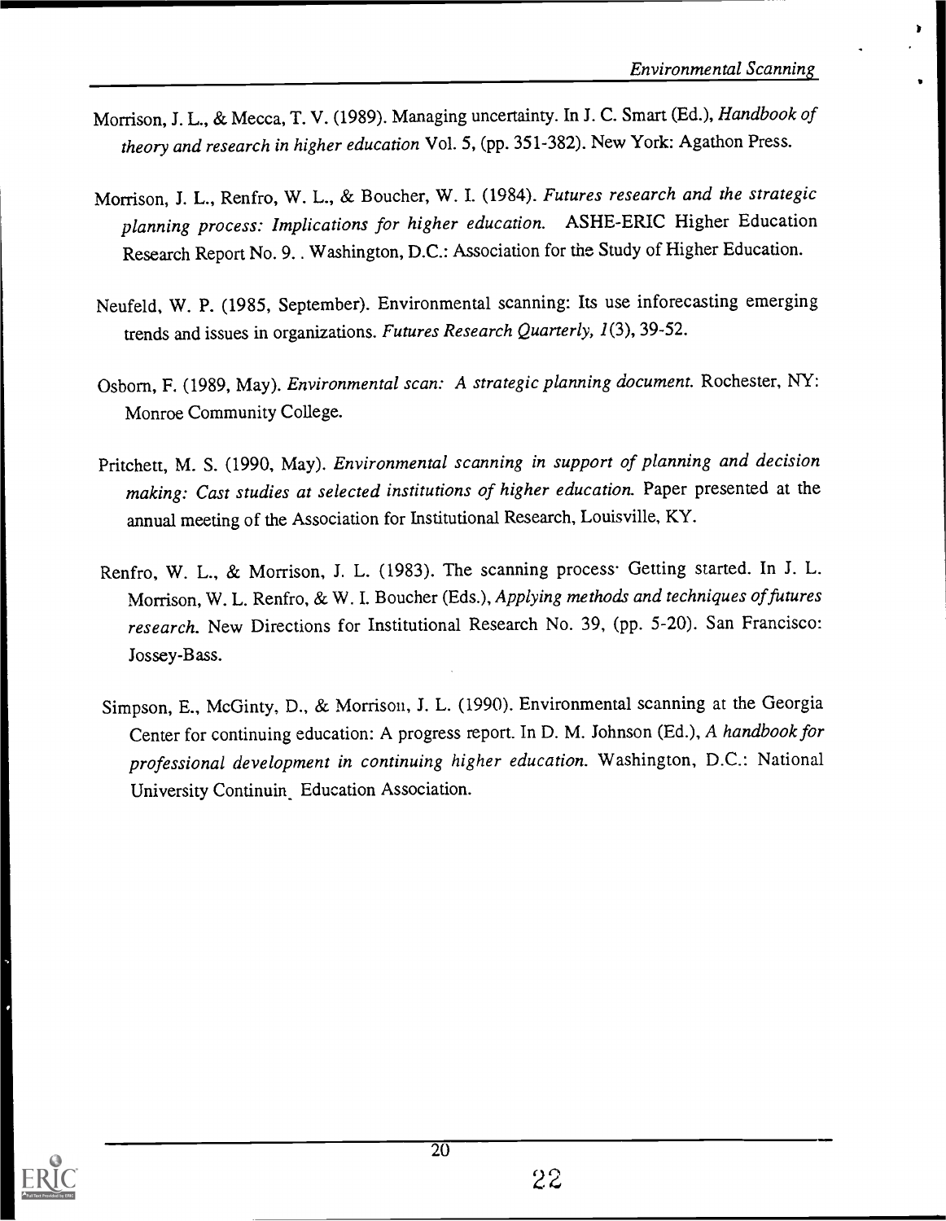Morrison, J. L., & Mecca, T. V. (1989). Managing uncertainty. In J. C. Smart (Ed.), *Handbook of theory and research in higher education* Vol. 5, (pp. 351-382). New York: Agathon Press.

Morrison, J. L., Renfro, W. L., & Boucher, W. I. (1984). *Futures research and the strategic planning process: Implications for higher education.* ASHE-ERIC Higher Education Research Report No. 9. . Washington, D.C.: Association for the Study of Higher Education.

Neufeld, W. P. (1985, September). Environmental scanning: Its use inforecasting emerging trends and issues in organizations. *Futures Research Quarterly, 1*(3), 39-52.

Osborn, F. (1989, May). *Environmental scan: A strategic planning document.* Rochester, NY: Monroe Community College.

Pritchett, M. S. (1990, May). *Environmental scanning in support of planning and decision making: Cast studies at selected institutions of higher education.* Paper presented at the annual meeting of the Association for Institutional Research, Louisville, KY.

Renfro, W. L., & Morrison, J. L. (1983). The scanning process· Getting started. In J. L. Morrison, W. L. Renfro, & W. I. Boucher (Eds.), *Applying methods and techniques of futures research.* New Directions for Institutional Research No. 39, (pp. 5-20). San Francisco: Jossey-Bass.

Simpson, E., McGinty, D., & Morrison, J. L. (1990). Environmental scanning at the Georgia Center for continuing education: A progress report. In D. M. Johnson (Ed.), *A handbook for professional development in continuing higher education.* Washington, D.C.: National University Continuin_ Education Association.